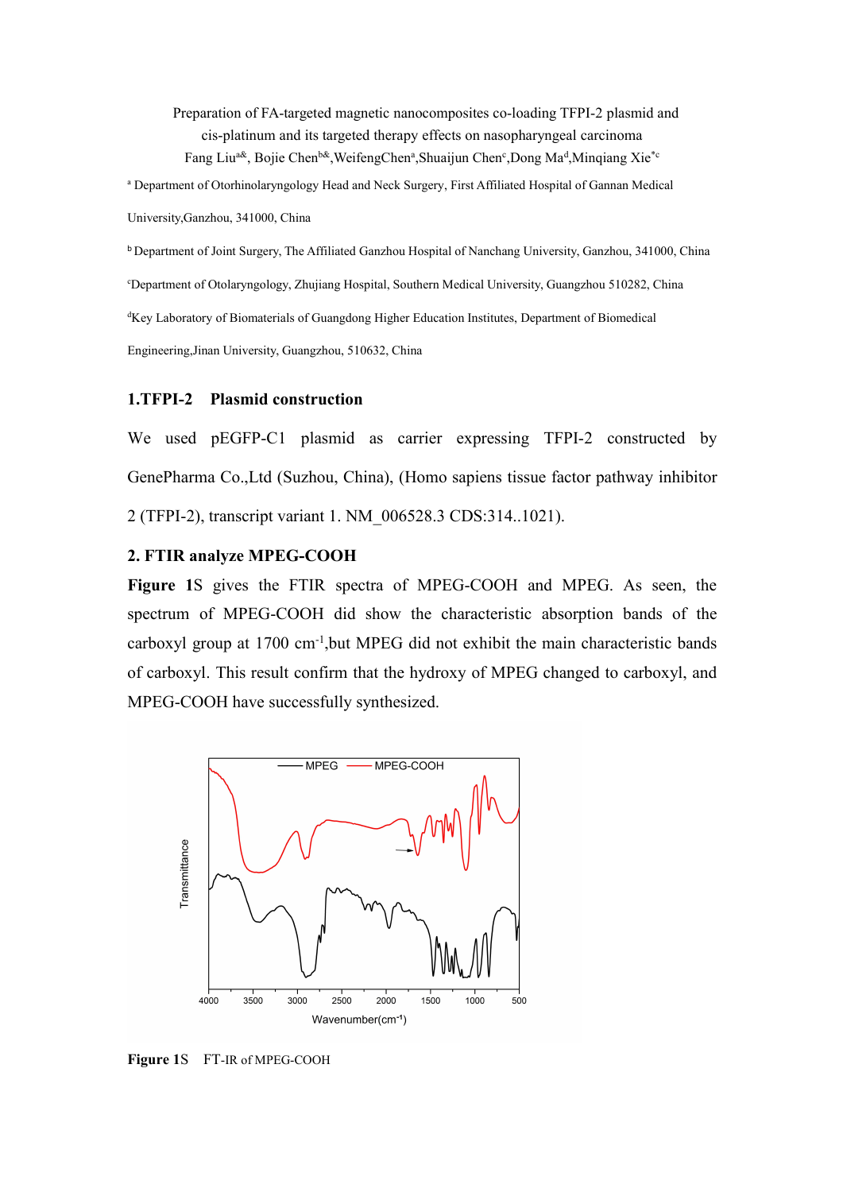Preparation of FA-targeted magnetic nanocomposites co-loading TFPI-2 plasmid and cis-platinum and its targeted therapy effects on nasopharyngeal carcinoma

Fang Liu[a&], Bojie Chen[b&],WeifengChen[a],Shuaijun Chen[c],Dong Ma[d],Minqiang Xie[*c]

[a] Department of Otorhinolaryngology Head and Neck Surgery, First Affiliated Hospital of Gannan Medical University,Ganzhou, 341000, China

[b] Department of Joint Surgery, The Affiliated Ganzhou Hospital of Nanchang University, Ganzhou, 341000, China

[c]Department of Otolaryngology, Zhujiang Hospital, Southern Medical University, Guangzhou 510282, China

[d]Key Laboratory of Biomaterials of Guangdong Higher Education Institutes, Department of Biomedical Engineering,Jinan University, Guangzhou, 510632, China

## 1.TFPI-2 Plasmid construction

We used pEGFP-C1 plasmid as carrier expressing TFPI-2 constructed by GenePharma Co.,Ltd (Suzhou, China), (Homo sapiens tissue factor pathway inhibitor 2 (TFPI-2), transcript variant 1. NM_006528.3 CDS:314..1021).

## 2. FTIR analyze MPEG-COOH

**Figure 1**S gives the FTIR spectra of MPEG-COOH and MPEG. As seen, the spectrum of MPEG-COOH did show the characteristic absorption bands of the carboxyl group at 1700 cm$^{-1}$,but MPEG did not exhibit the main characteristic bands of carboxyl. This result confirm that the hydroxy of MPEG changed to carboxyl, and MPEG-COOH have successfully synthesized.

**Figure 1**S FT-IR of MPEG-COOH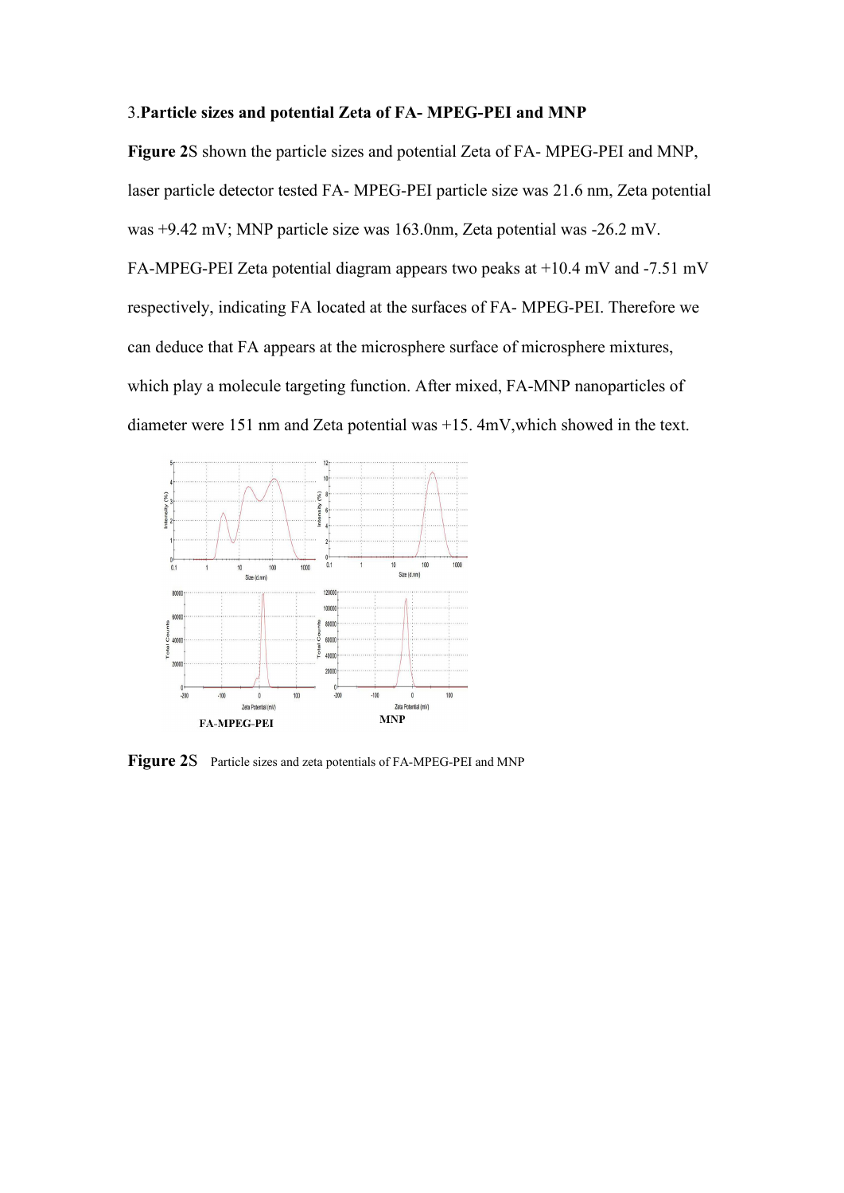3.**Particle sizes and potential Zeta of FA- MPEG-PEI and MNP**

**Figure 2**S shown the particle sizes and potential Zeta of FA- MPEG-PEI and MNP, laser particle detector tested FA- MPEG-PEI particle size was 21.6 nm, Zeta potential was +9.42 mV; MNP particle size was 163.0nm, Zeta potential was -26.2 mV. FA-MPEG-PEI Zeta potential diagram appears two peaks at +10.4 mV and -7.51 mV respectively, indicating FA located at the surfaces of FA- MPEG-PEI. Therefore we can deduce that FA appears at the microsphere surface of microsphere mixtures, which play a molecule targeting function. After mixed, FA-MNP nanoparticles of diameter were 151 nm and Zeta potential was +15. 4mV,which showed in the text.

**Figure 2**S Particle sizes and zeta potentials of FA-MPEG-PEI and MNP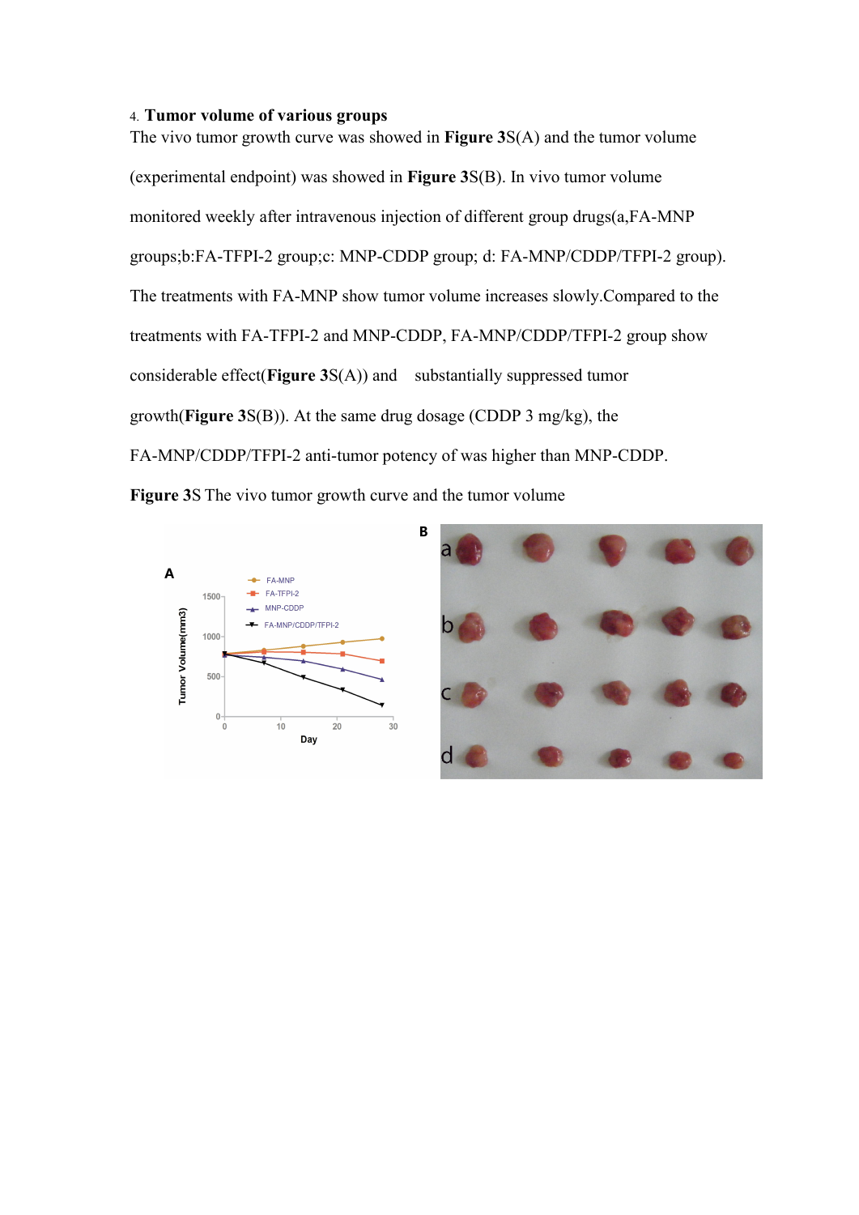4. **Tumor volume of various groups**

The vivo tumor growth curve was showed in **Figure 3**S(A) and the tumor volume (experimental endpoint) was showed in **Figure 3**S(B). In vivo tumor volume monitored weekly after intravenous injection of different group drugs(a,FA-MNP groups;b:FA-TFPI-2 group;c: MNP-CDDP group; d: FA-MNP/CDDP/TFPI-2 group). The treatments with FA-MNP show tumor volume increases slowly.Compared to the treatments with FA-TFPI-2 and MNP-CDDP, FA-MNP/CDDP/TFPI-2 group show considerable effect(**Figure 3**S(A)) and substantially suppressed tumor growth(**Figure 3**S(B)). At the same drug dosage (CDDP 3 mg/kg), the FA-MNP/CDDP/TFPI-2 anti-tumor potency of was higher than MNP-CDDP.

**Figure 3**S The vivo tumor growth curve and the tumor volume

A

FA-MNP
FA-TFPI-2
MNP-CDDP
FA-MNP/CDDP/TFPI-2

Tumor Volume(mm3)

1500
1000
500
0

0
10
20
30

Day

B

a
b
c
d